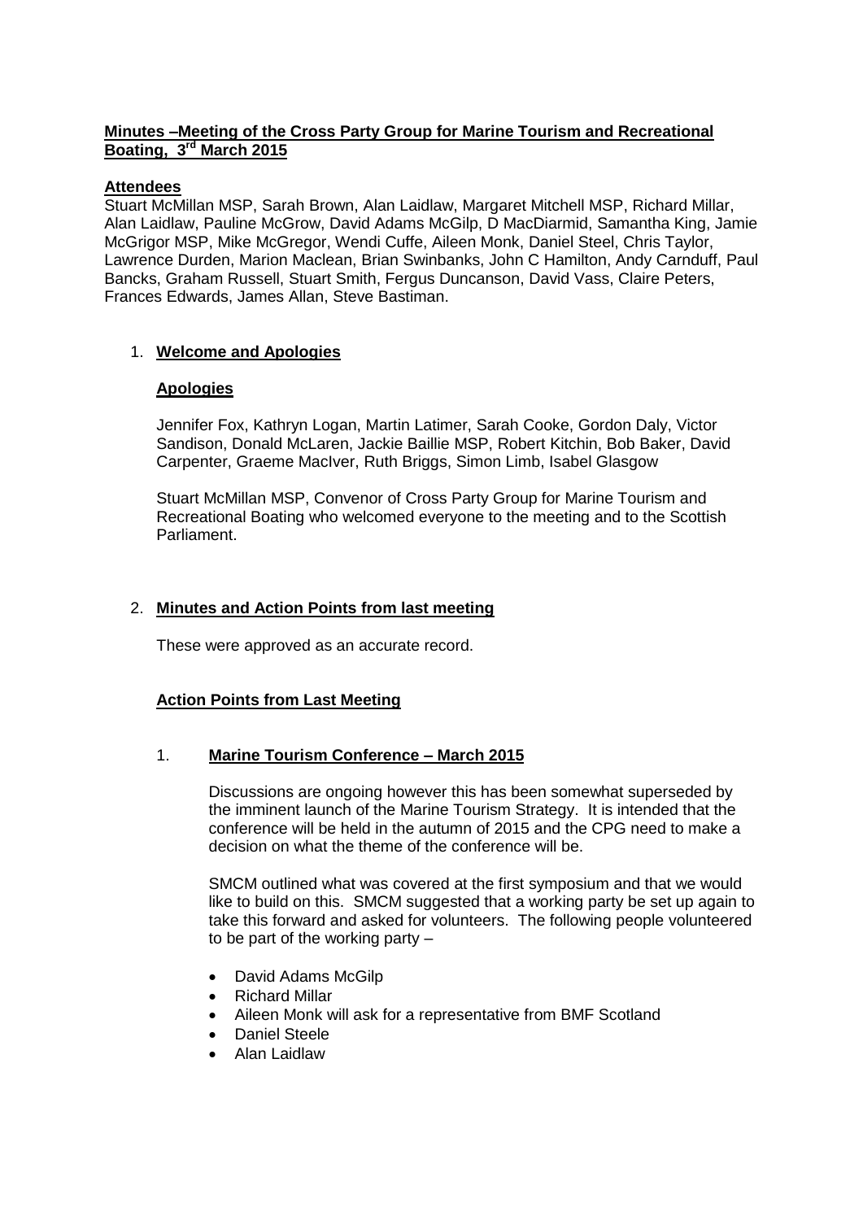# Minutes –Meeting of the Cross Party Group for Marine Tourism and Recreational Boating, 3rd March 2015

## Attendees

Stuart McMillan MSP, Sarah Brown, Alan Laidlaw, Margaret Mitchell MSP, Richard Millar, Alan Laidlaw, Pauline McGrow, David Adams McGilp, D MacDiarmid, Samantha King, Jamie McGrigor MSP, Mike McGregor, Wendi Cuffe, Aileen Monk, Daniel Steel, Chris Taylor, Lawrence Durden, Marion Maclean, Brian Swinbanks, John C Hamilton, Andy Carnduff, Paul Bancks, Graham Russell, Stuart Smith, Fergus Duncanson, David Vass, Claire Peters, Frances Edwards, James Allan, Steve Bastiman.

1. **Welcome and Apologies**

   **Apologies**

   Jennifer Fox, Kathryn Logan, Martin Latimer, Sarah Cooke, Gordon Daly, Victor Sandison, Donald McLaren, Jackie Baillie MSP, Robert Kitchin, Bob Baker, David Carpenter, Graeme MacIver, Ruth Briggs, Simon Limb, Isabel Glasgow

   Stuart McMillan MSP, Convenor of Cross Party Group for Marine Tourism and Recreational Boating who welcomed everyone to the meeting and to the Scottish Parliament.

2. **Minutes and Action Points from last meeting**

   These were approved as an accurate record.

   **Action Points from Last Meeting**

   1. **Marine Tourism Conference – March 2015**

      Discussions are ongoing however this has been somewhat superseded by the imminent launch of the Marine Tourism Strategy. It is intended that the conference will be held in the autumn of 2015 and the CPG need to make a decision on what the theme of the conference will be.

      SMCM outlined what was covered at the first symposium and that we would like to build on this. SMCM suggested that a working party be set up again to take this forward and asked for volunteers. The following people volunteered to be part of the working party –

      - David Adams McGilp
      - Richard Millar
      - Aileen Monk will ask for a representative from BMF Scotland
      - Daniel Steele
      - Alan Laidlaw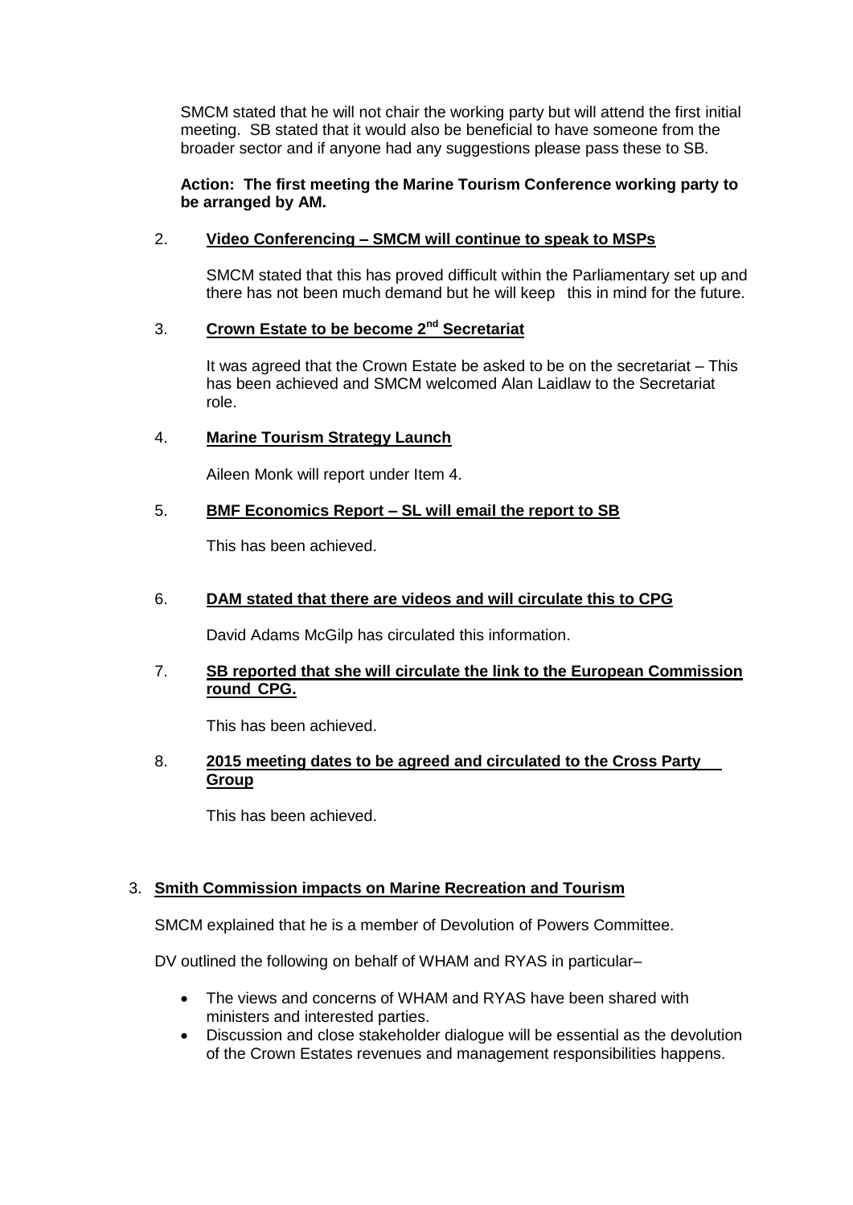SMCM stated that he will not chair the working party but will attend the first initial meeting. SB stated that it would also be beneficial to have someone from the broader sector and if anyone had any suggestions please pass these to SB.

**Action: The first meeting the Marine Tourism Conference working party to be arranged by AM.**

2. **Video Conferencing – SMCM will continue to speak to MSPs**

   SMCM stated that this has proved difficult within the Parliamentary set up and there has not been much demand but he will keep this in mind for the future.

3. **Crown Estate to be become 2nd Secretariat**

   It was agreed that the Crown Estate be asked to be on the secretariat – This has been achieved and SMCM welcomed Alan Laidlaw to the Secretariat role.

4. **Marine Tourism Strategy Launch**

   Aileen Monk will report under Item 4.

5. **BMF Economics Report – SL will email the report to SB**

   This has been achieved.

6. **DAM stated that there are videos and will circulate this to CPG**

   David Adams McGilp has circulated this information.

7. **SB reported that she will circulate the link to the European Commission round CPG.**

   This has been achieved.

8. **2015 meeting dates to be agreed and circulated to the Cross Party Group**

   This has been achieved.

3. **Smith Commission impacts on Marine Recreation and Tourism**

SMCM explained that he is a member of Devolution of Powers Committee.

DV outlined the following on behalf of WHAM and RYAS in particular–

- The views and concerns of WHAM and RYAS have been shared with ministers and interested parties.
- Discussion and close stakeholder dialogue will be essential as the devolution of the Crown Estates revenues and management responsibilities happens.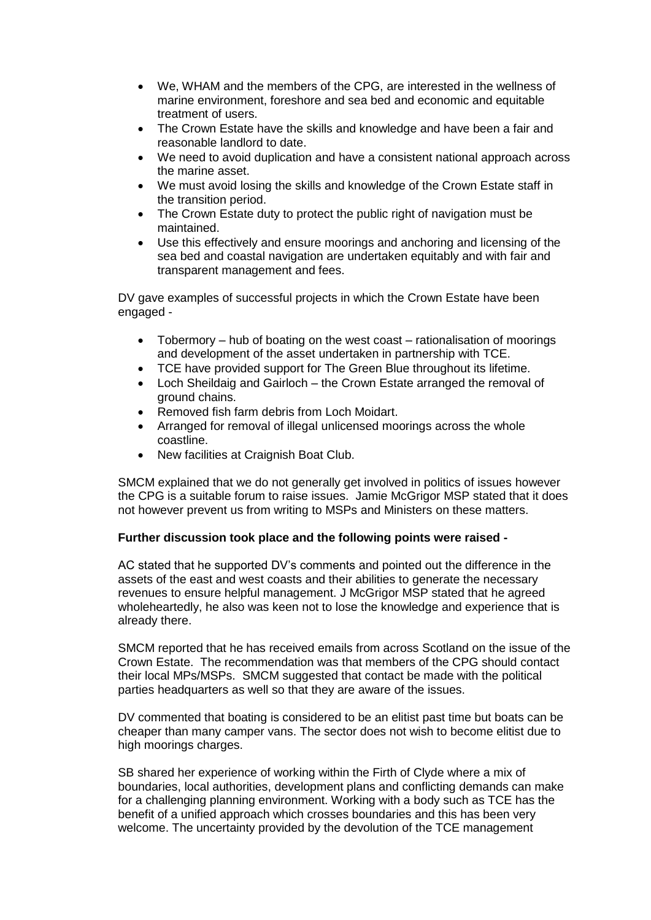- We, WHAM and the members of the CPG, are interested in the wellness of marine environment, foreshore and sea bed and economic and equitable treatment of users.
- The Crown Estate have the skills and knowledge and have been a fair and reasonable landlord to date.
- We need to avoid duplication and have a consistent national approach across the marine asset.
- We must avoid losing the skills and knowledge of the Crown Estate staff in the transition period.
- The Crown Estate duty to protect the public right of navigation must be maintained.
- Use this effectively and ensure moorings and anchoring and licensing of the sea bed and coastal navigation are undertaken equitably and with fair and transparent management and fees.

DV gave examples of successful projects in which the Crown Estate have been engaged -

- Tobermory – hub of boating on the west coast – rationalisation of moorings and development of the asset undertaken in partnership with TCE.
- TCE have provided support for The Green Blue throughout its lifetime.
- Loch Sheildaig and Gairloch – the Crown Estate arranged the removal of ground chains.
- Removed fish farm debris from Loch Moidart.
- Arranged for removal of illegal unlicensed moorings across the whole coastline.
- New facilities at Craignish Boat Club.

SMCM explained that we do not generally get involved in politics of issues however the CPG is a suitable forum to raise issues. Jamie McGrigor MSP stated that it does not however prevent us from writing to MSPs and Ministers on these matters.

**Further discussion took place and the following points were raised -**

AC stated that he supported DV's comments and pointed out the difference in the assets of the east and west coasts and their abilities to generate the necessary revenues to ensure helpful management. J McGrigor MSP stated that he agreed wholeheartedly, he also was keen not to lose the knowledge and experience that is already there.

SMCM reported that he has received emails from across Scotland on the issue of the Crown Estate. The recommendation was that members of the CPG should contact their local MPs/MSPs. SMCM suggested that contact be made with the political parties headquarters as well so that they are aware of the issues.

DV commented that boating is considered to be an elitist past time but boats can be cheaper than many camper vans. The sector does not wish to become elitist due to high moorings charges.

SB shared her experience of working within the Firth of Clyde where a mix of boundaries, local authorities, development plans and conflicting demands can make for a challenging planning environment. Working with a body such as TCE has the benefit of a unified approach which crosses boundaries and this has been very welcome. The uncertainty provided by the devolution of the TCE management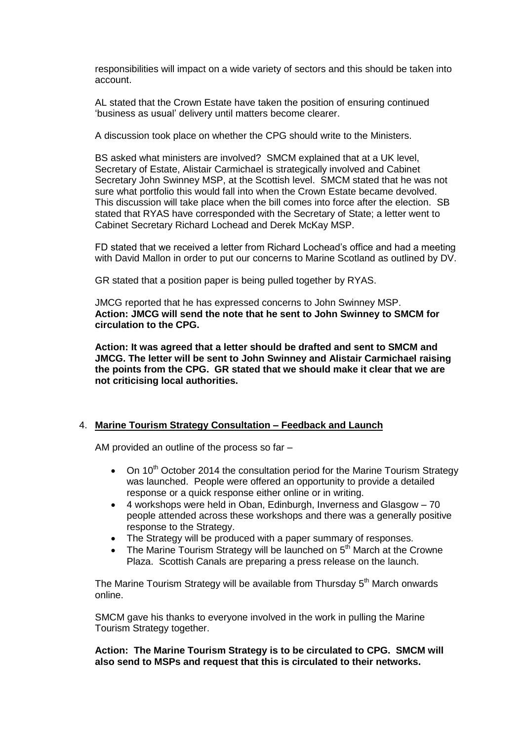responsibilities will impact on a wide variety of sectors and this should be taken into account.

AL stated that the Crown Estate have taken the position of ensuring continued 'business as usual' delivery until matters become clearer.

A discussion took place on whether the CPG should write to the Ministers.

BS asked what ministers are involved? SMCM explained that at a UK level, Secretary of Estate, Alistair Carmichael is strategically involved and Cabinet Secretary John Swinney MSP, at the Scottish level. SMCM stated that he was not sure what portfolio this would fall into when the Crown Estate became devolved. This discussion will take place when the bill comes into force after the election. SB stated that RYAS have corresponded with the Secretary of State; a letter went to Cabinet Secretary Richard Lochead and Derek McKay MSP.

FD stated that we received a letter from Richard Lochead's office and had a meeting with David Mallon in order to put our concerns to Marine Scotland as outlined by DV.

GR stated that a position paper is being pulled together by RYAS.

JMCG reported that he has expressed concerns to John Swinney MSP.
**Action: JMCG will send the note that he sent to John Swinney to SMCM for circulation to the CPG.**

**Action: It was agreed that a letter should be drafted and sent to SMCM and JMCG. The letter will be sent to John Swinney and Alistair Carmichael raising the points from the CPG. GR stated that we should make it clear that we are not criticising local authorities.**

4. **Marine Tourism Strategy Consultation – Feedback and Launch**

AM provided an outline of the process so far –

- On 10th October 2014 the consultation period for the Marine Tourism Strategy was launched. People were offered an opportunity to provide a detailed response or a quick response either online or in writing.
- 4 workshops were held in Oban, Edinburgh, Inverness and Glasgow – 70 people attended across these workshops and there was a generally positive response to the Strategy.
- The Strategy will be produced with a paper summary of responses.
- The Marine Tourism Strategy will be launched on 5th March at the Crowne Plaza. Scottish Canals are preparing a press release on the launch.

The Marine Tourism Strategy will be available from Thursday 5th March onwards online.

SMCM gave his thanks to everyone involved in the work in pulling the Marine Tourism Strategy together.

**Action: The Marine Tourism Strategy is to be circulated to CPG. SMCM will also send to MSPs and request that this is circulated to their networks.**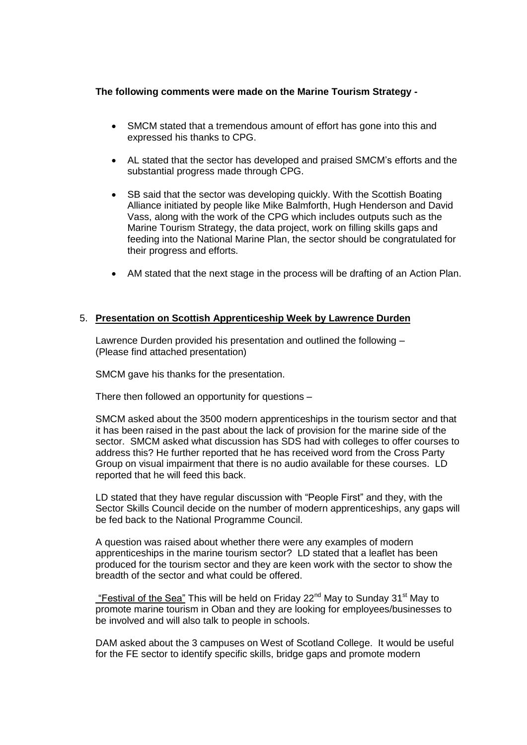**The following comments were made on the Marine Tourism Strategy -**

- SMCM stated that a tremendous amount of effort has gone into this and expressed his thanks to CPG.
- AL stated that the sector has developed and praised SMCM's efforts and the substantial progress made through CPG.
- SB said that the sector was developing quickly. With the Scottish Boating Alliance initiated by people like Mike Balmforth, Hugh Henderson and David Vass, along with the work of the CPG which includes outputs such as the Marine Tourism Strategy, the data project, work on filling skills gaps and feeding into the National Marine Plan, the sector should be congratulated for their progress and efforts.
- AM stated that the next stage in the process will be drafting of an Action Plan.

5. **<u>Presentation on Scottish Apprenticeship Week by Lawrence Durden</u>**

Lawrence Durden provided his presentation and outlined the following – (Please find attached presentation)

SMCM gave his thanks for the presentation.

There then followed an opportunity for questions –

SMCM asked about the 3500 modern apprenticeships in the tourism sector and that it has been raised in the past about the lack of provision for the marine side of the sector. SMCM asked what discussion has SDS had with colleges to offer courses to address this? He further reported that he has received word from the Cross Party Group on visual impairment that there is no audio available for these courses. LD reported that he will feed this back.

LD stated that they have regular discussion with "People First" and they, with the Sector Skills Council decide on the number of modern apprenticeships, any gaps will be fed back to the National Programme Council.

A question was raised about whether there were any examples of modern apprenticeships in the marine tourism sector? LD stated that a leaflet has been produced for the tourism sector and they are keen work with the sector to show the breadth of the sector and what could be offered.

<u>"Festival of the Sea"</u> This will be held on Friday 22nd May to Sunday 31st May to promote marine tourism in Oban and they are looking for employees/businesses to be involved and will also talk to people in schools.

DAM asked about the 3 campuses on West of Scotland College. It would be useful for the FE sector to identify specific skills, bridge gaps and promote modern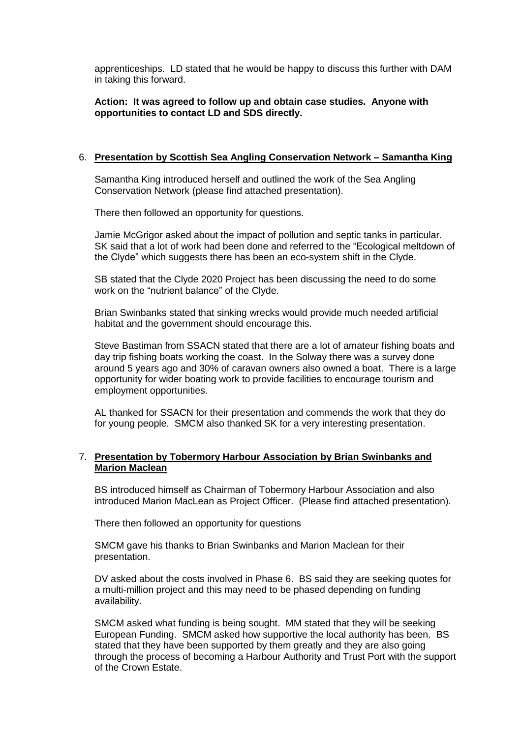apprenticeships. LD stated that he would be happy to discuss this further with DAM in taking this forward.

**Action: It was agreed to follow up and obtain case studies. Anyone with opportunities to contact LD and SDS directly.**

6. **Presentation by Scottish Sea Angling Conservation Network – Samantha King**

   Samantha King introduced herself and outlined the work of the Sea Angling Conservation Network (please find attached presentation).

   There then followed an opportunity for questions.

   Jamie McGrigor asked about the impact of pollution and septic tanks in particular. SK said that a lot of work had been done and referred to the "Ecological meltdown of the Clyde" which suggests there has been an eco-system shift in the Clyde.

   SB stated that the Clyde 2020 Project has been discussing the need to do some work on the "nutrient balance" of the Clyde.

   Brian Swinbanks stated that sinking wrecks would provide much needed artificial habitat and the government should encourage this.

   Steve Bastiman from SSACN stated that there are a lot of amateur fishing boats and day trip fishing boats working the coast. In the Solway there was a survey done around 5 years ago and 30% of caravan owners also owned a boat. There is a large opportunity for wider boating work to provide facilities to encourage tourism and employment opportunities.

   AL thanked for SSACN for their presentation and commends the work that they do for young people. SMCM also thanked SK for a very interesting presentation.

7. **Presentation by Tobermory Harbour Association by Brian Swinbanks and Marion Maclean**

   BS introduced himself as Chairman of Tobermory Harbour Association and also introduced Marion MacLean as Project Officer. (Please find attached presentation).

   There then followed an opportunity for questions

   SMCM gave his thanks to Brian Swinbanks and Marion Maclean for their presentation.

   DV asked about the costs involved in Phase 6. BS said they are seeking quotes for a multi-million project and this may need to be phased depending on funding availability.

   SMCM asked what funding is being sought. MM stated that they will be seeking European Funding. SMCM asked how supportive the local authority has been. BS stated that they have been supported by them greatly and they are also going through the process of becoming a Harbour Authority and Trust Port with the support of the Crown Estate.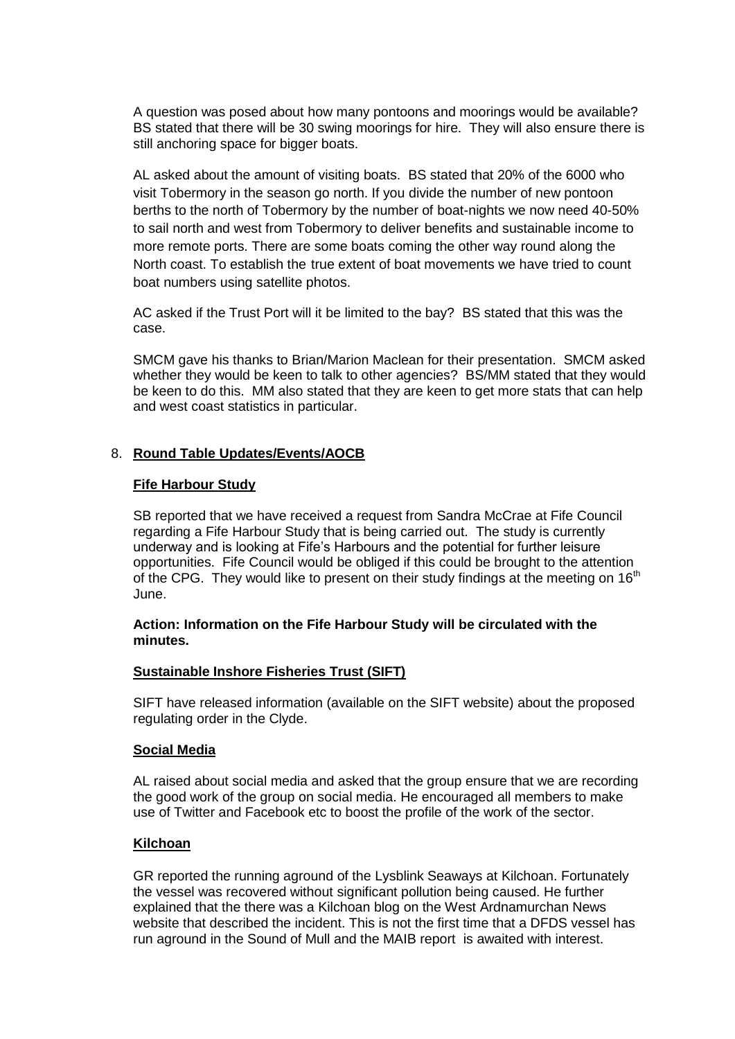A question was posed about how many pontoons and moorings would be available? BS stated that there will be 30 swing moorings for hire. They will also ensure there is still anchoring space for bigger boats.

AL asked about the amount of visiting boats. BS stated that 20% of the 6000 who visit Tobermory in the season go north. If you divide the number of new pontoon berths to the north of Tobermory by the number of boat-nights we now need 40-50% to sail north and west from Tobermory to deliver benefits and sustainable income to more remote ports. There are some boats coming the other way round along the North coast. To establish the true extent of boat movements we have tried to count boat numbers using satellite photos.

AC asked if the Trust Port will it be limited to the bay? BS stated that this was the case.

SMCM gave his thanks to Brian/Marion Maclean for their presentation. SMCM asked whether they would be keen to talk to other agencies? BS/MM stated that they would be keen to do this. MM also stated that they are keen to get more stats that can help and west coast statistics in particular.

8. **Round Table Updates/Events/AOCB**

**Fife Harbour Study**

SB reported that we have received a request from Sandra McCrae at Fife Council regarding a Fife Harbour Study that is being carried out. The study is currently underway and is looking at Fife's Harbours and the potential for further leisure opportunities. Fife Council would be obliged if this could be brought to the attention of the CPG. They would like to present on their study findings at the meeting on 16th June.

**Action: Information on the Fife Harbour Study will be circulated with the minutes.**

**Sustainable Inshore Fisheries Trust (SIFT)**

SIFT have released information (available on the SIFT website) about the proposed regulating order in the Clyde.

**Social Media**

AL raised about social media and asked that the group ensure that we are recording the good work of the group on social media. He encouraged all members to make use of Twitter and Facebook etc to boost the profile of the work of the sector.

**Kilchoan**

GR reported the running aground of the Lysblink Seaways at Kilchoan. Fortunately the vessel was recovered without significant pollution being caused. He further explained that the there was a Kilchoan blog on the West Ardnamurchan News website that described the incident. This is not the first time that a DFDS vessel has run aground in the Sound of Mull and the MAIB report is awaited with interest.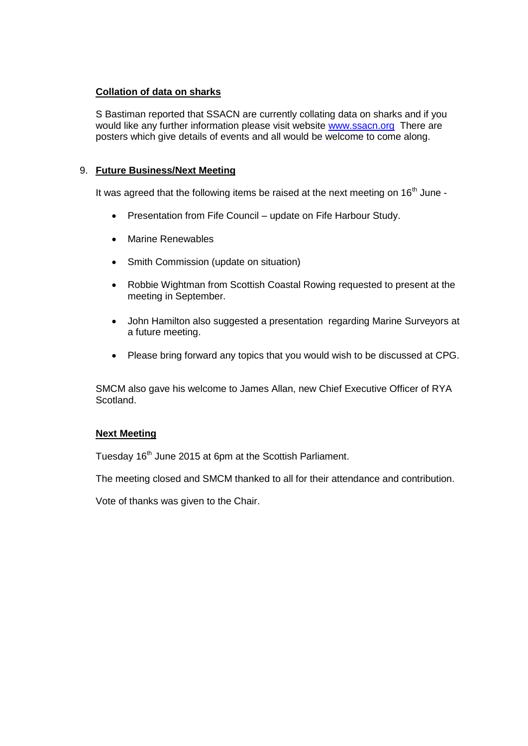**Collation of data on sharks**

S Bastiman reported that SSACN are currently collating data on sharks and if you would like any further information please visit website www.ssacn.org There are posters which give details of events and all would be welcome to come along.

9. **Future Business/Next Meeting**

It was agreed that the following items be raised at the next meeting on 16th June -

- Presentation from Fife Council – update on Fife Harbour Study.
- Marine Renewables
- Smith Commission (update on situation)
- Robbie Wightman from Scottish Coastal Rowing requested to present at the meeting in September.
- John Hamilton also suggested a presentation regarding Marine Surveyors at a future meeting.
- Please bring forward any topics that you would wish to be discussed at CPG.

SMCM also gave his welcome to James Allan, new Chief Executive Officer of RYA Scotland.

**Next Meeting**

Tuesday 16th June 2015 at 6pm at the Scottish Parliament.

The meeting closed and SMCM thanked to all for their attendance and contribution.

Vote of thanks was given to the Chair.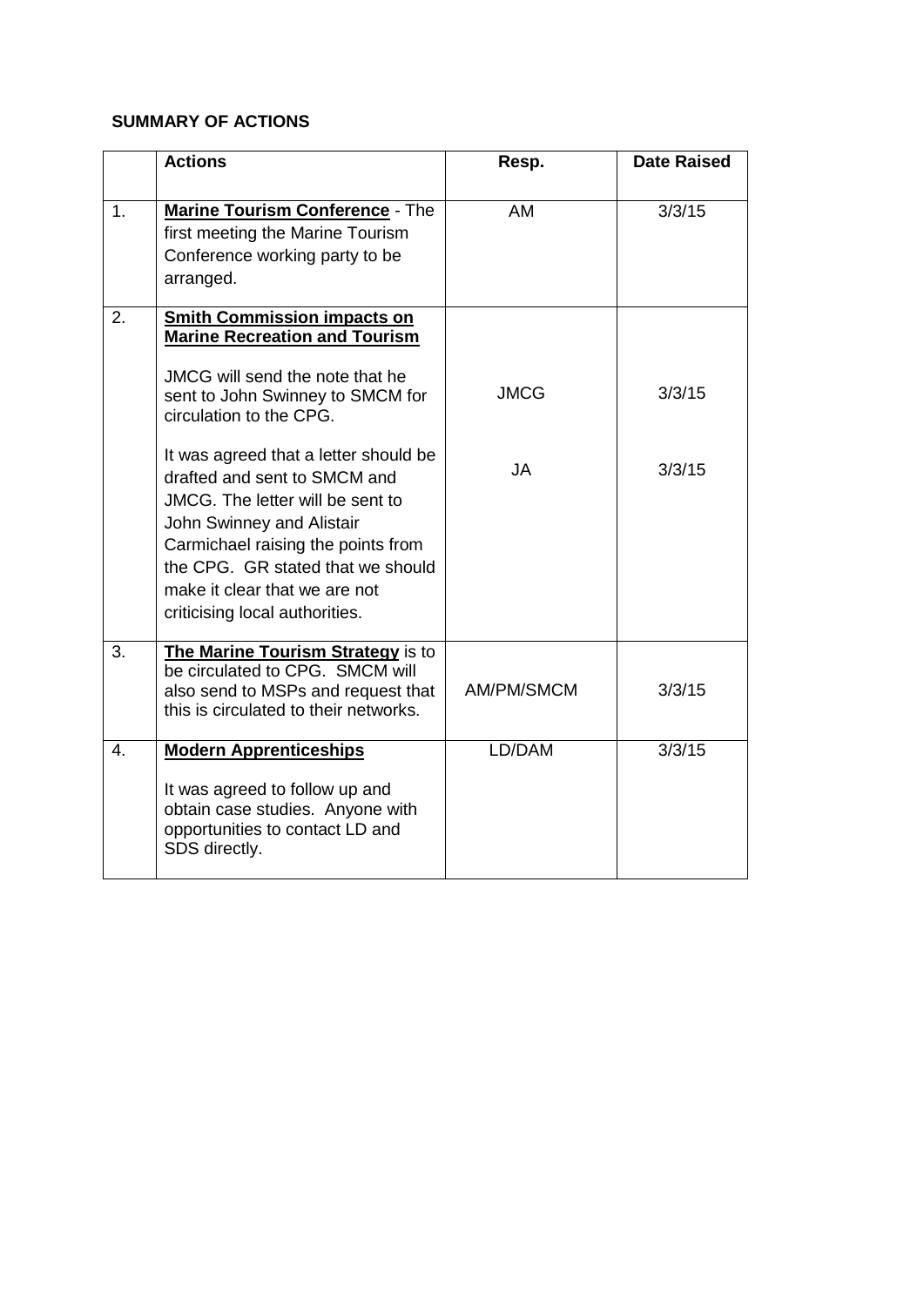**SUMMARY OF ACTIONS**

| | Actions | Resp. | Date Raised |
|---|---|---|---|
| 1. | **Marine Tourism Conference** - The first meeting the Marine Tourism Conference working party to be arranged. | AM | 3/3/15 |
| 2. | **Smith Commission impacts on Marine Recreation and Tourism**<br><br>JMCG will send the note that he sent to John Swinney to SMCM for circulation to the CPG.<br><br>It was agreed that a letter should be drafted and sent to SMCM and JMCG. The letter will be sent to John Swinney and Alistair Carmichael raising the points from the CPG. GR stated that we should make it clear that we are not criticising local authorities. | <br><br>JMCG<br><br>JA | <br><br>3/3/15<br><br>3/3/15 |
| 3. | **The Marine Tourism Strategy** is to be circulated to CPG. SMCM will also send to MSPs and request that this is circulated to their networks. | AM/PM/SMCM | 3/3/15 |
| 4. | **Modern Apprenticeships**<br><br>It was agreed to follow up and obtain case studies. Anyone with opportunities to contact LD and SDS directly. | LD/DAM | 3/3/15 |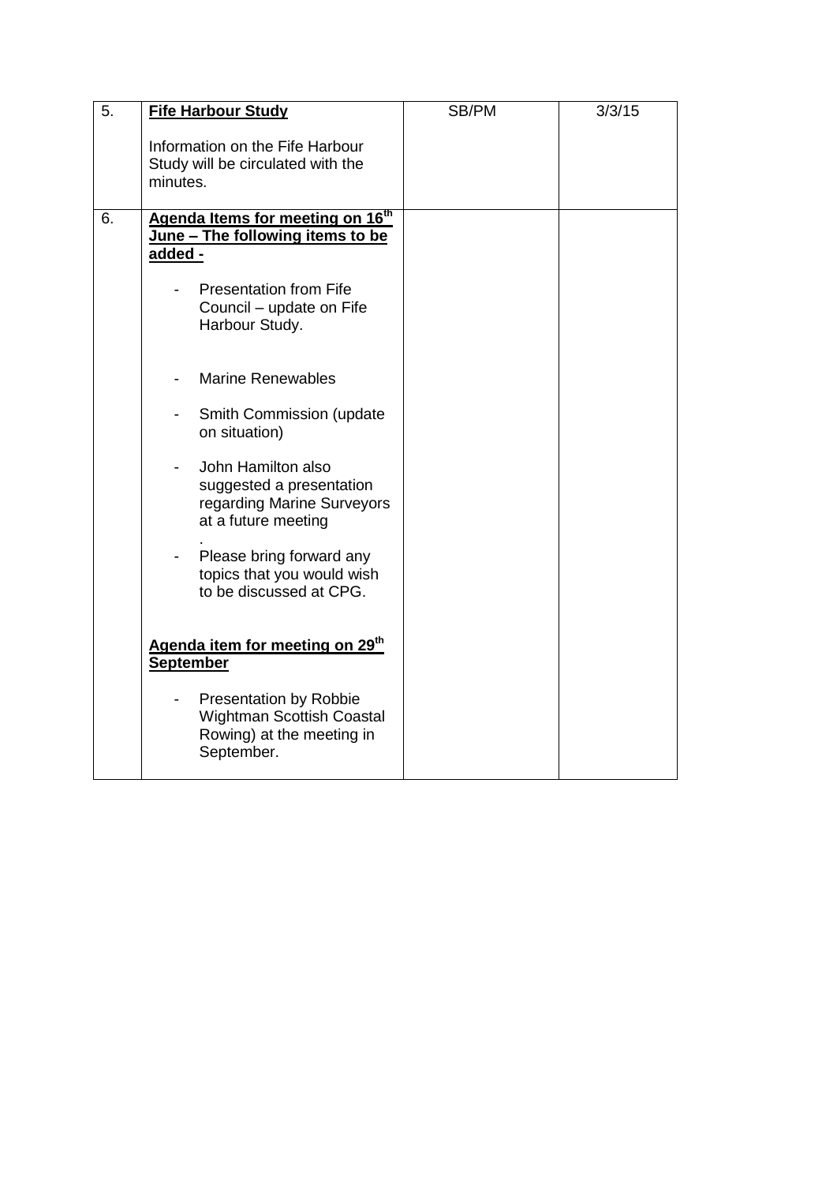| | | | |
|---|---|---|---|
| 5. | **<u>Fife Harbour Study</u>**<br><br>Information on the Fife Harbour Study will be circulated with the minutes. | SB/PM | 3/3/15 |
| 6. | **<u>Agenda Items for meeting on 16th June – The following items to be added -</u>**<br><br>- Presentation from Fife Council – update on Fife Harbour Study.<br><br>- Marine Renewables<br><br>- Smith Commission (update on situation)<br><br>- John Hamilton also suggested a presentation regarding Marine Surveyors at a future meeting<br>.<br>- Please bring forward any topics that you would wish to be discussed at CPG.<br><br>**<u>Agenda item for meeting on 29th September</u>**<br><br>- Presentation by Robbie Wightman Scottish Coastal Rowing) at the meeting in September. | | |